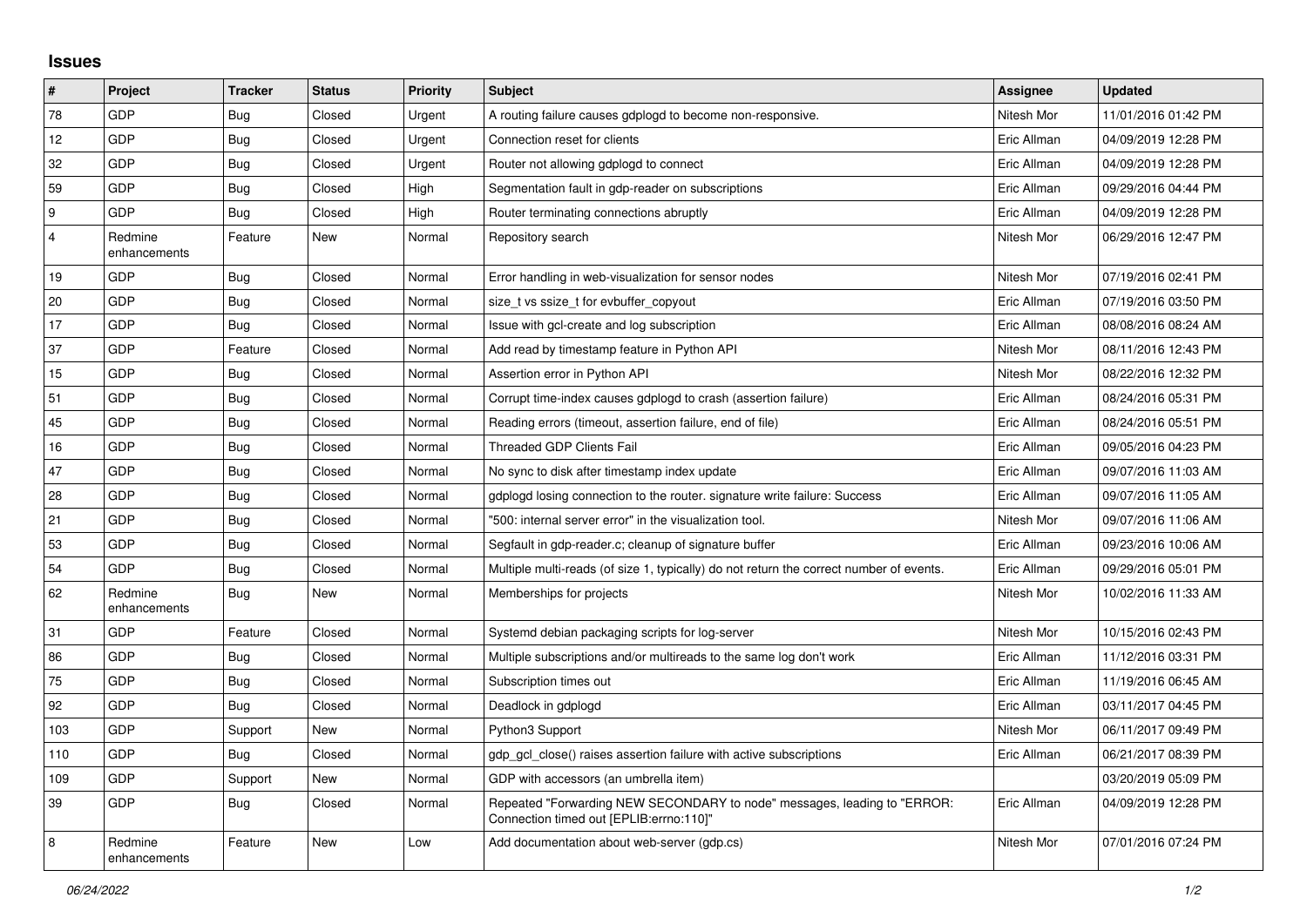# Issues

| # | Project | Tracker | Status | Priority | Subject | Assignee | Updated |
|---|---|---|---|---|---|---|---|
| 78 | GDP | Bug | Closed | Urgent | A routing failure causes gdplogd to become non-responsive. | Nitesh Mor | 11/01/2016 01:42 PM |
| 12 | GDP | Bug | Closed | Urgent | Connection reset for clients | Eric Allman | 04/09/2019 12:28 PM |
| 32 | GDP | Bug | Closed | Urgent | Router not allowing gdplogd to connect | Eric Allman | 04/09/2019 12:28 PM |
| 59 | GDP | Bug | Closed | High | Segmentation fault in gdp-reader on subscriptions | Eric Allman | 09/29/2016 04:44 PM |
| 9 | GDP | Bug | Closed | High | Router terminating connections abruptly | Eric Allman | 04/09/2019 12:28 PM |
| 4 | Redmine enhancements | Feature | New | Normal | Repository search | Nitesh Mor | 06/29/2016 12:47 PM |
| 19 | GDP | Bug | Closed | Normal | Error handling in web-visualization for sensor nodes | Nitesh Mor | 07/19/2016 02:41 PM |
| 20 | GDP | Bug | Closed | Normal | size_t vs ssize_t for evbuffer_copyout | Eric Allman | 07/19/2016 03:50 PM |
| 17 | GDP | Bug | Closed | Normal | Issue with gcl-create and log subscription | Eric Allman | 08/08/2016 08:24 AM |
| 37 | GDP | Feature | Closed | Normal | Add read by timestamp feature in Python API | Nitesh Mor | 08/11/2016 12:43 PM |
| 15 | GDP | Bug | Closed | Normal | Assertion error in Python API | Nitesh Mor | 08/22/2016 12:32 PM |
| 51 | GDP | Bug | Closed | Normal | Corrupt time-index causes gdplogd to crash (assertion failure) | Eric Allman | 08/24/2016 05:31 PM |
| 45 | GDP | Bug | Closed | Normal | Reading errors (timeout, assertion failure, end of file) | Eric Allman | 08/24/2016 05:51 PM |
| 16 | GDP | Bug | Closed | Normal | Threaded GDP Clients Fail | Eric Allman | 09/05/2016 04:23 PM |
| 47 | GDP | Bug | Closed | Normal | No sync to disk after timestamp index update | Eric Allman | 09/07/2016 11:03 AM |
| 28 | GDP | Bug | Closed | Normal | gdplogd losing connection to the router. signature write failure: Success | Eric Allman | 09/07/2016 11:05 AM |
| 21 | GDP | Bug | Closed | Normal | "500: internal server error" in the visualization tool. | Nitesh Mor | 09/07/2016 11:06 AM |
| 53 | GDP | Bug | Closed | Normal | Segfault in gdp-reader.c; cleanup of signature buffer | Eric Allman | 09/23/2016 10:06 AM |
| 54 | GDP | Bug | Closed | Normal | Multiple multi-reads (of size 1, typically) do not return the correct number of events. | Eric Allman | 09/29/2016 05:01 PM |
| 62 | Redmine enhancements | Bug | New | Normal | Memberships for projects | Nitesh Mor | 10/02/2016 11:33 AM |
| 31 | GDP | Feature | Closed | Normal | Systemd debian packaging scripts for log-server | Nitesh Mor | 10/15/2016 02:43 PM |
| 86 | GDP | Bug | Closed | Normal | Multiple subscriptions and/or multireads to the same log don't work | Eric Allman | 11/12/2016 03:31 PM |
| 75 | GDP | Bug | Closed | Normal | Subscription times out | Eric Allman | 11/19/2016 06:45 AM |
| 92 | GDP | Bug | Closed | Normal | Deadlock in gdplogd | Eric Allman | 03/11/2017 04:45 PM |
| 103 | GDP | Support | New | Normal | Python3 Support | Nitesh Mor | 06/11/2017 09:49 PM |
| 110 | GDP | Bug | Closed | Normal | gdp_gcl_close() raises assertion failure with active subscriptions | Eric Allman | 06/21/2017 08:39 PM |
| 109 | GDP | Support | New | Normal | GDP with accessors (an umbrella item) | | 03/20/2019 05:09 PM |
| 39 | GDP | Bug | Closed | Normal | Repeated "Forwarding NEW SECONDARY to node" messages, leading to "ERROR: Connection timed out [EPLIB:errno:110]" | Eric Allman | 04/09/2019 12:28 PM |
| 8 | Redmine enhancements | Feature | New | Low | Add documentation about web-server (gdp.cs) | Nitesh Mor | 07/01/2016 07:24 PM |

*06/24/2022*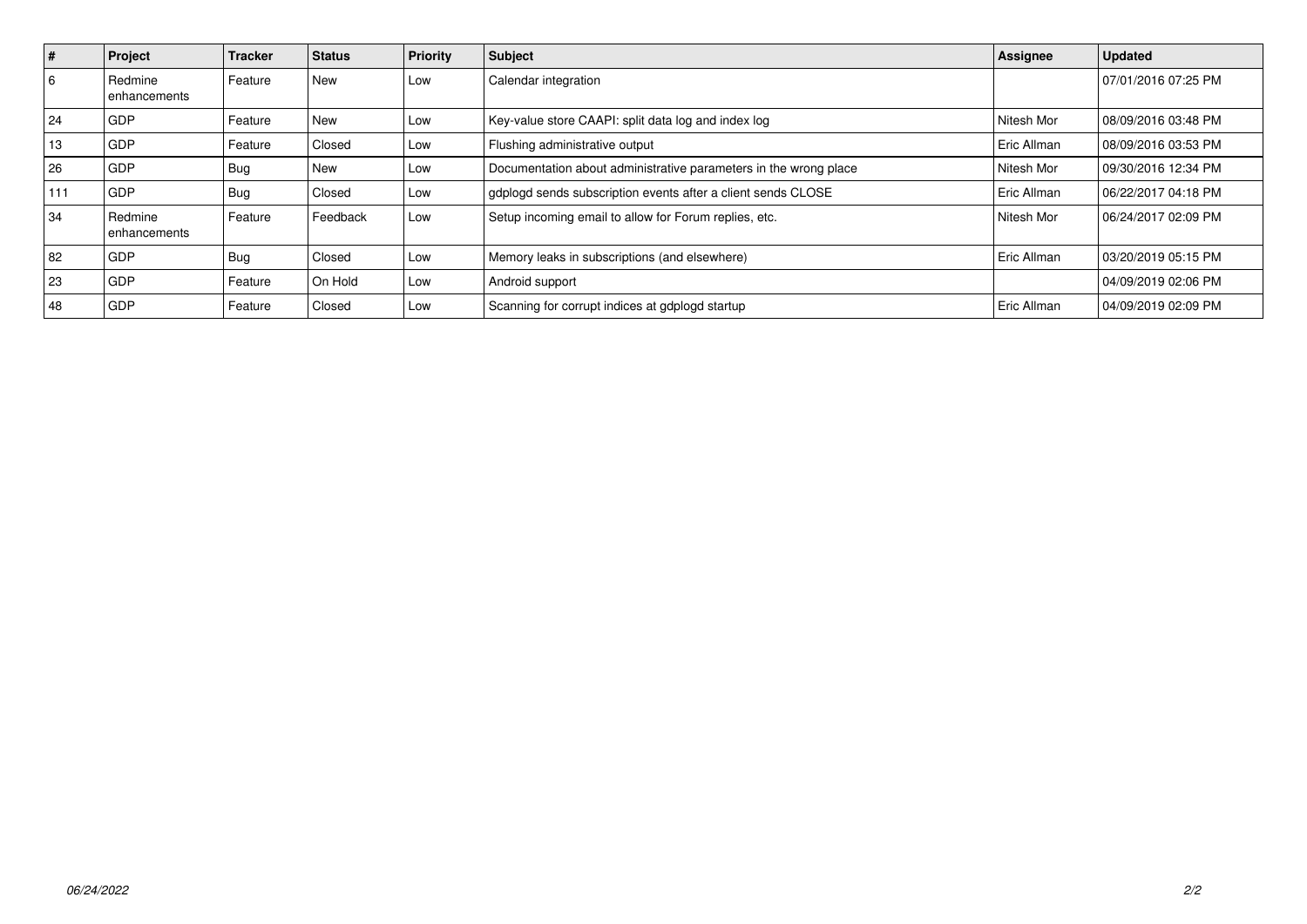| # | Project | Tracker | Status | Priority | Subject | Assignee | Updated |
|---|---|---|---|---|---|---|---|
| 6 | Redmine enhancements | Feature | New | Low | Calendar integration | | 07/01/2016 07:25 PM |
| 24 | GDP | Feature | New | Low | Key-value store CAAPI: split data log and index log | Nitesh Mor | 08/09/2016 03:48 PM |
| 13 | GDP | Feature | Closed | Low | Flushing administrative output | Eric Allman | 08/09/2016 03:53 PM |
| 26 | GDP | Bug | New | Low | Documentation about administrative parameters in the wrong place | Nitesh Mor | 09/30/2016 12:34 PM |
| 111 | GDP | Bug | Closed | Low | gdplogd sends subscription events after a client sends CLOSE | Eric Allman | 06/22/2017 04:18 PM |
| 34 | Redmine enhancements | Feature | Feedback | Low | Setup incoming email to allow for Forum replies, etc. | Nitesh Mor | 06/24/2017 02:09 PM |
| 82 | GDP | Bug | Closed | Low | Memory leaks in subscriptions (and elsewhere) | Eric Allman | 03/20/2019 05:15 PM |
| 23 | GDP | Feature | On Hold | Low | Android support | | 04/09/2019 02:06 PM |
| 48 | GDP | Feature | Closed | Low | Scanning for corrupt indices at gdplogd startup | Eric Allman | 04/09/2019 02:09 PM |